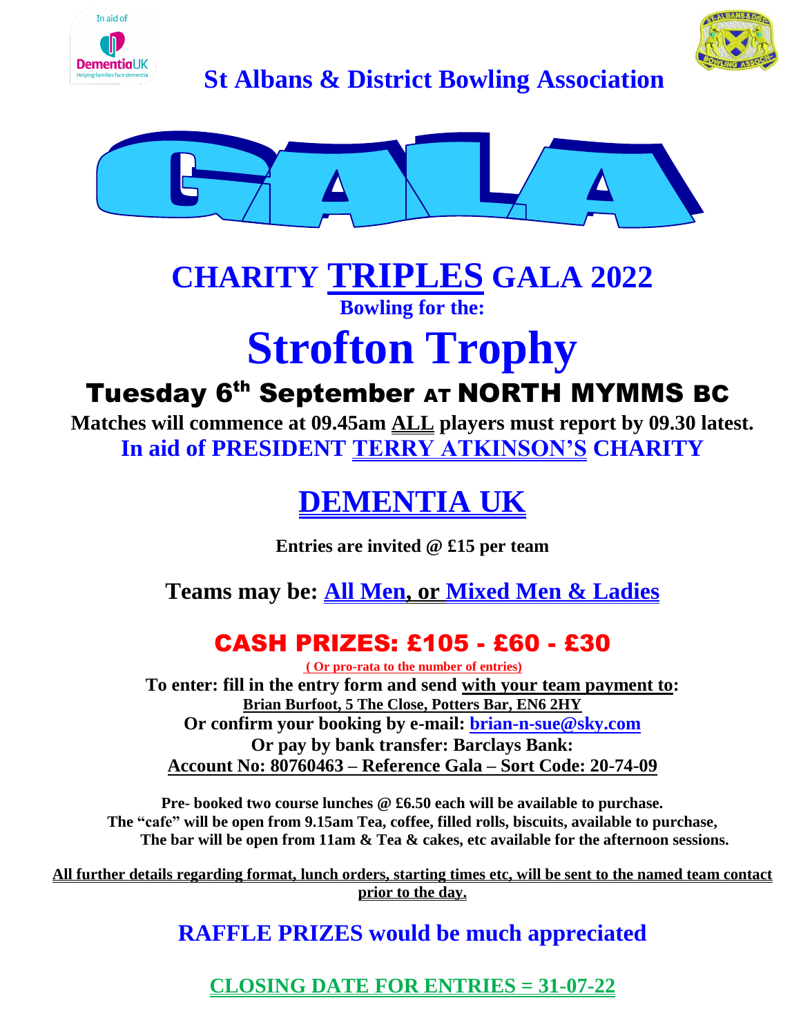In aid of Dementia UK
Helping families face dementia

# St Albans & District Bowling Association

# GALA

# CHARITY TRIPLES GALA 2022

**Bowling for the:**

# Strofton Trophy

## Tuesday 6th September AT NORTH MYMMS BC

**Matches will commence at 09.45am ALL players must report by 09.30 latest.**

**In aid of PRESIDENT TERRY ATKINSON'S CHARITY**

# DEMENTIA UK

**Entries are invited @ £15 per team**

**Teams may be: All Men, or Mixed Men & Ladies**

## CASH PRIZES: £105 - £60 - £30

**( Or pro-rata to the number of entries)**

**To enter: fill in the entry form and send with your team payment to:**
**Brian Burfoot, 5 The Close, Potters Bar, EN6 2HY**
**Or confirm your booking by e-mail: brian-n-sue@sky.com**
**Or pay by bank transfer: Barclays Bank:**
**Account No: 80760463 – Reference Gala – Sort Code: 20-74-09**

**Pre- booked two course lunches @ £6.50 each will be available to purchase.**
**The "cafe" will be open from 9.15am Tea, coffee, filled rolls, biscuits, available to purchase,**
**The bar will be open from 11am & Tea & cakes, etc available for the afternoon sessions.**

**All further details regarding format, lunch orders, starting times etc, will be sent to the named team contact prior to the day.**

**RAFFLE PRIZES would be much appreciated**

**CLOSING DATE FOR ENTRIES = 31-07-22**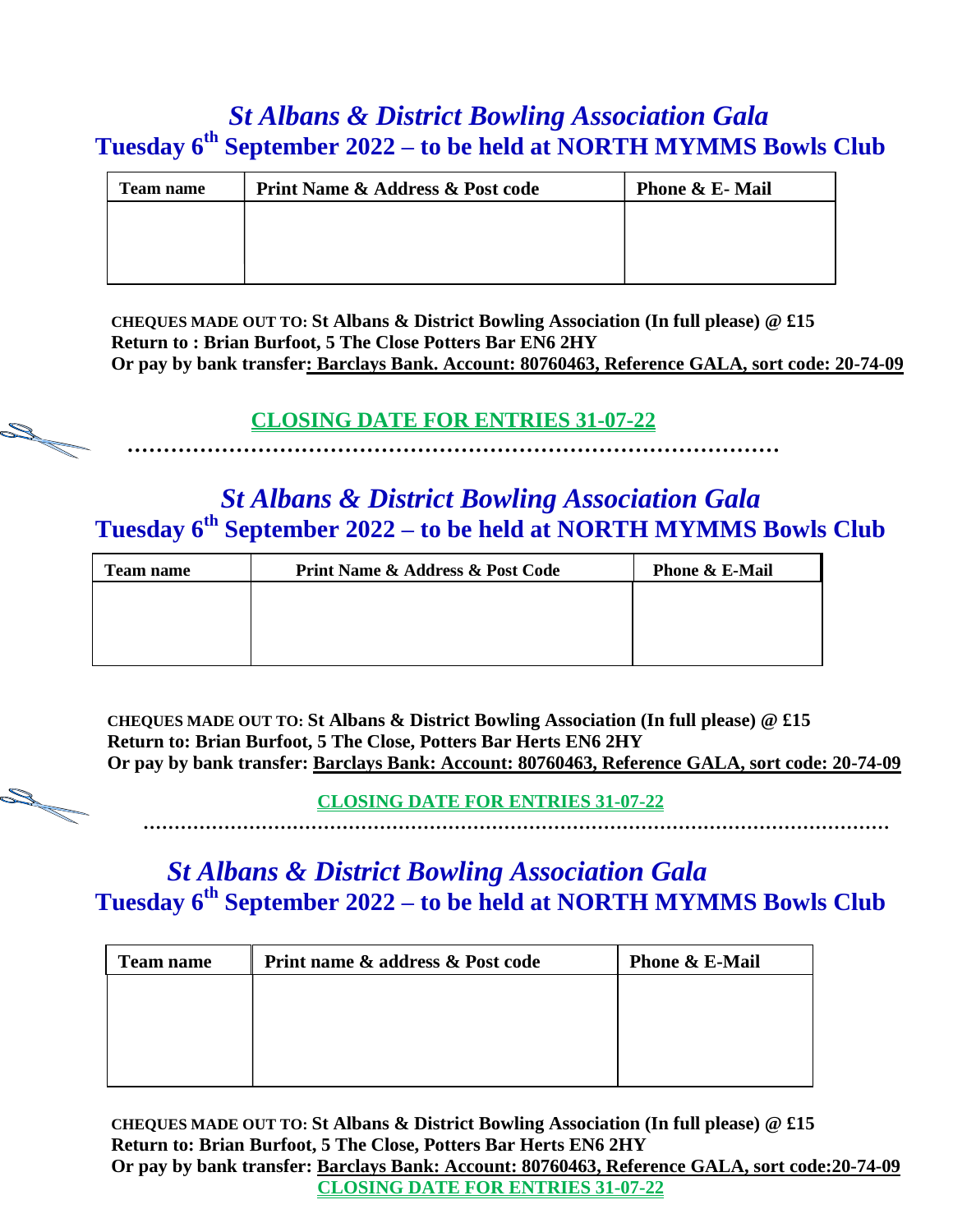## *St Albans & District Bowling Association Gala*

## Tuesday 6th September 2022 – to be held at NORTH MYMMS Bowls Club

| Team name | Print Name & Address & Post code | Phone & E- Mail |
|---|---|---|
| | | |

**CHEQUES MADE OUT TO: St Albans & District Bowling Association (In full please) @ £15**
**Return to : Brian Burfoot, 5 The Close Potters Bar EN6 2HY**
**Or pay by bank transfer: Barclays Bank. Account: 80760463, Reference GALA, sort code: 20-74-09**

**CLOSING DATE FOR ENTRIES 31-07-22**

…………………………………………………………………………

## *St Albans & District Bowling Association Gala*

## Tuesday 6th September 2022 – to be held at NORTH MYMMS Bowls Club

| Team name | Print Name & Address & Post Code | Phone & E-Mail |
|---|---|---|
| | | |

**CHEQUES MADE OUT TO: St Albans & District Bowling Association (In full please) @ £15**
**Return to: Brian Burfoot, 5 The Close, Potters Bar Herts EN6 2HY**
**Or pay by bank transfer: Barclays Bank: Account: 80760463, Reference GALA, sort code: 20-74-09**

**CLOSING DATE FOR ENTRIES 31-07-22**

…………………………………………………………………………………………………

## *St Albans & District Bowling Association Gala*

## Tuesday 6th September 2022 – to be held at NORTH MYMMS Bowls Club

| Team name | Print name & address & Post code | Phone & E-Mail |
|---|---|---|
| | | |

**CHEQUES MADE OUT TO: St Albans & District Bowling Association (In full please) @ £15**
**Return to: Brian Burfoot, 5 The Close, Potters Bar Herts EN6 2HY**
**Or pay by bank transfer: Barclays Bank: Account: 80760463, Reference GALA, sort code:20-74-09**

**CLOSING DATE FOR ENTRIES 31-07-22**